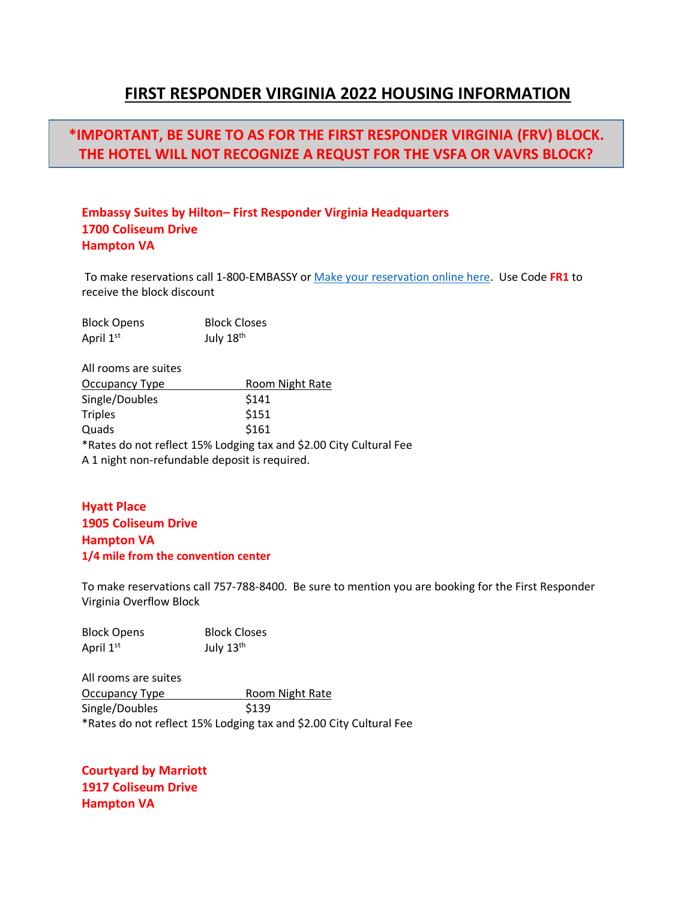# FIRST RESPONDER VIRGINIA 2022 HOUSING INFORMATION

**\*IMPORTANT, BE SURE TO AS FOR THE FIRST RESPONDER VIRGINIA (FRV) BLOCK. THE HOTEL WILL NOT RECOGNIZE A REQUST FOR THE VSFA OR VAVRS BLOCK?**

**Embassy Suites by Hilton– First Responder Virginia Headquarters**
**1700 Coliseum Drive**
**Hampton VA**

To make reservations call 1-800-EMBASSY or Make your reservation online here. Use Code **FR1** to receive the block discount

| Block Opens | Block Closes |
|---|---|
| April 1st | July 18th |

All rooms are suites

| Occupancy Type | Room Night Rate |
|---|---|
| Single/Doubles | $141 |
| Triples | $151 |
| Quads | $161 |

*Rates do not reflect 15% Lodging tax and $2.00 City Cultural Fee
A 1 night non-refundable deposit is required.

**Hyatt Place**
**1905 Coliseum Drive**
**Hampton VA**
**1/4 mile from the convention center**

To make reservations call 757-788-8400. Be sure to mention you are booking for the First Responder Virginia Overflow Block

| Block Opens | Block Closes |
|---|---|
| April 1st | July 13th |

All rooms are suites

| Occupancy Type | Room Night Rate |
|---|---|
| Single/Doubles | $139 |

*Rates do not reflect 15% Lodging tax and $2.00 City Cultural Fee

**Courtyard by Marriott**
**1917 Coliseum Drive**
**Hampton VA**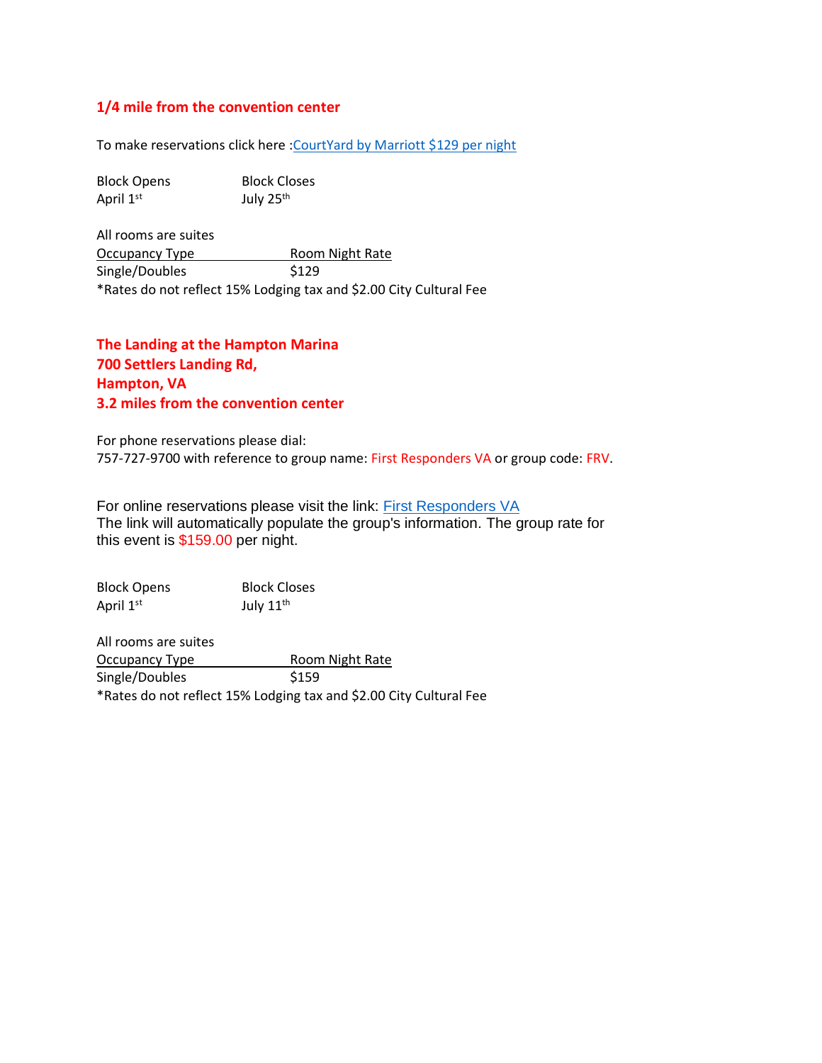**1/4 mile from the convention center**

To make reservations click here :CourtYard by Marriott $129 per night

| Block Opens | Block Closes |
|---|---|
| April 1st | July 25th |

All rooms are suites

| Occupancy Type | Room Night Rate |
|---|---|
| Single/Doubles | $129 |

*Rates do not reflect 15% Lodging tax and $2.00 City Cultural Fee

**The Landing at the Hampton Marina**
**700 Settlers Landing Rd,**
**Hampton, VA**
**3.2 miles from the convention center**

For phone reservations please dial:
757-727-9700 with reference to group name: First Responders VA or group code: FRV.

For online reservations please visit the link: First Responders VA
The link will automatically populate the group's information. The group rate for this event is $159.00 per night.

| Block Opens | Block Closes |
|---|---|
| April 1st | July 11th |

All rooms are suites

| Occupancy Type | Room Night Rate |
|---|---|
| Single/Doubles | $159 |

*Rates do not reflect 15% Lodging tax and $2.00 City Cultural Fee